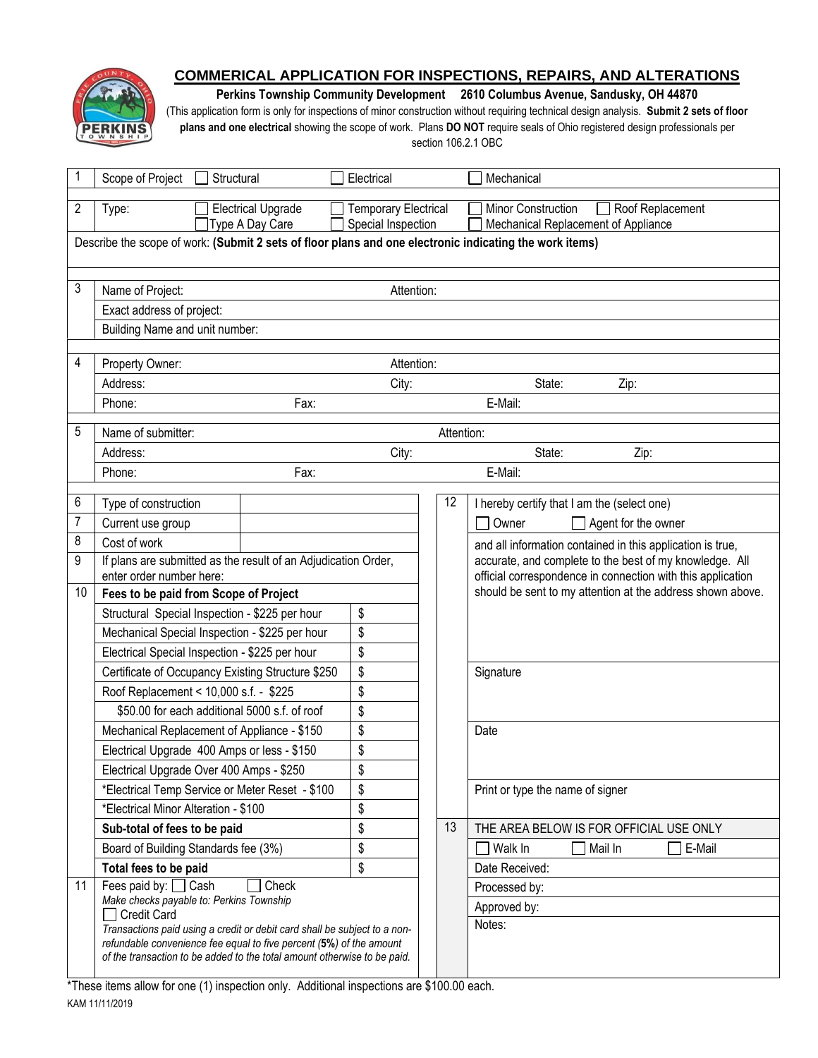# COMMERICAL APPLICATION FOR INSPECTIONS, REPAIRS, AND ALTERATIONS

**Perkins Township Community Development 2610 Columbus Avenue, Sandusky, OH 44870**

(This application form is only for inspections of minor construction without requiring technical design analysis. **Submit 2 sets of floor plans and one electrical** showing the scope of work. Plans **DO NOT** require seals of Ohio registered design professionals per section 106.2.1 OBC

| | | | |
|---|---|---|---|
| 1 | Scope of Project ☐ Structural | ☐ Electrical | ☐ Mechanical |
| 2 | Type: ☐ Electrical Upgrade ☐ Type A Day Care | ☐ Temporary Electrical ☐ Special Inspection | ☐ Minor Construction ☐ Roof Replacement ☐ Mechanical Replacement of Appliance |

Describe the scope of work: **(Submit 2 sets of floor plans and one electronic indicating the work items)**

| | | | | | |
|---|---|---|---|---|---|
| 3 | Name of Project: | Attention: | | | |
| | Exact address of project: | | | | |
| | Building Name and unit number: | | | | |
| 4 | Property Owner: | Attention: | | | |
| | Address: | City: | State: | Zip: | |
| | Phone: | Fax: | E-Mail: | | |
| 5 | Name of submitter: | Attention: | | | |
| | Address: | City: | State: | Zip: | |
| | Phone: | Fax: | E-Mail: | | |

| | | |
|---|---|---|
| 6 | Type of construction | |
| 7 | Current use group | |
| 8 | Cost of work | |
| 9 | If plans are submitted as the result of an Adjudication Order, enter order number here: | |
| 10 | **Fees to be paid from Scope of Project** | |
| | Structural Special Inspection - $225 per hour | $ |
| | Mechanical Special Inspection - $225 per hour | $ |
| | Electrical Special Inspection - $225 per hour | $ |
| | Certificate of Occupancy Existing Structure $250 | $ |
| | Roof Replacement < 10,000 s.f. - $225 | $ |
| | $50.00 for each additional 5000 s.f. of roof | $ |
| | Mechanical Replacement of Appliance - $150 | $ |
| | Electrical Upgrade 400 Amps or less - $150 | $ |
| | Electrical Upgrade Over 400 Amps - $250 | $ |
| | *Electrical Temp Service or Meter Reset - $100 | $ |
| | *Electrical Minor Alteration - $100 | $ |
| | **Sub-total of fees to be paid** | $ |
| | Board of Building Standards fee (3%) | $ |
| | **Total fees to be paid** | $ |
| 11 | Fees paid by: ☐ Cash ☐ Check<br>*Make checks payable to: Perkins Township*<br>☐ Credit Card<br>*Transactions paid using a credit or debit card shall be subject to a non-refundable convenience fee equal to five percent (**5%**) of the amount of the transaction to be added to the total amount otherwise to be paid.* | |

| | |
|---|---|
| 12 | I hereby certify that I am the (select one)<br>☐ Owner ☐ Agent for the owner<br>and all information contained in this application is true, accurate, and complete to the best of my knowledge. All official correspondence in connection with this application should be sent to my attention at the address shown above. |
| | Signature |
| | Date |
| | Print or type the name of signer |
| 13 | THE AREA BELOW IS FOR OFFICIAL USE ONLY |
| | ☐ Walk In ☐ Mail In ☐ E-Mail |
| | Date Received: |
| | Processed by: |
| | Approved by: |
| | Notes: |

*These items allow for one (1) inspection only. Additional inspections are $100.00 each.

KAM 11/11/2019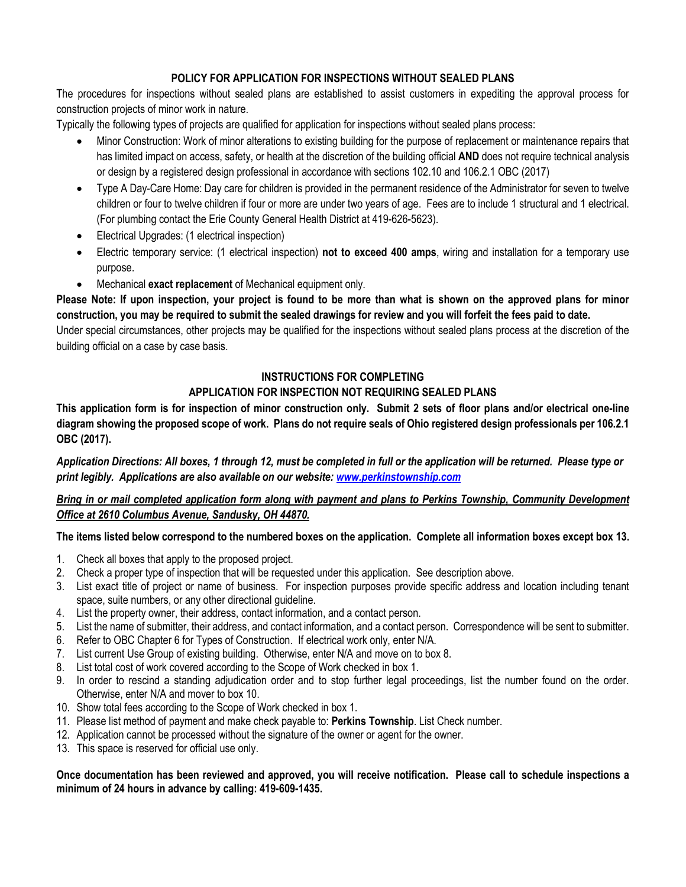## POLICY FOR APPLICATION FOR INSPECTIONS WITHOUT SEALED PLANS

The procedures for inspections without sealed plans are established to assist customers in expediting the approval process for construction projects of minor work in nature.

Typically the following types of projects are qualified for application for inspections without sealed plans process:

- Minor Construction: Work of minor alterations to existing building for the purpose of replacement or maintenance repairs that has limited impact on access, safety, or health at the discretion of the building official **AND** does not require technical analysis or design by a registered design professional in accordance with sections 102.10 and 106.2.1 OBC (2017)
- Type A Day-Care Home: Day care for children is provided in the permanent residence of the Administrator for seven to twelve children or four to twelve children if four or more are under two years of age. Fees are to include 1 structural and 1 electrical. (For plumbing contact the Erie County General Health District at 419-626-5623).
- Electrical Upgrades: (1 electrical inspection)
- Electric temporary service: (1 electrical inspection) **not to exceed 400 amps**, wiring and installation for a temporary use purpose.
- Mechanical **exact replacement** of Mechanical equipment only.

**Please Note: If upon inspection, your project is found to be more than what is shown on the approved plans for minor construction, you may be required to submit the sealed drawings for review and you will forfeit the fees paid to date.**

Under special circumstances, other projects may be qualified for the inspections without sealed plans process at the discretion of the building official on a case by case basis.

## INSTRUCTIONS FOR COMPLETING
## APPLICATION FOR INSPECTION NOT REQUIRING SEALED PLANS

**This application form is for inspection of minor construction only. Submit 2 sets of floor plans and/or electrical one-line diagram showing the proposed scope of work. Plans do not require seals of Ohio registered design professionals per 106.2.1 OBC (2017).**

***Application Directions: All boxes, 1 through 12, must be completed in full or the application will be returned. Please type or print legibly. Applications are also available on our website: www.perkinstownship.com***

***Bring in or mail completed application form along with payment and plans to Perkins Township, Community Development Office at 2610 Columbus Avenue, Sandusky, OH 44870.***

**The items listed below correspond to the numbered boxes on the application. Complete all information boxes except box 13.**

1. Check all boxes that apply to the proposed project.
2. Check a proper type of inspection that will be requested under this application. See description above.
3. List exact title of project or name of business. For inspection purposes provide specific address and location including tenant space, suite numbers, or any other directional guideline.
4. List the property owner, their address, contact information, and a contact person.
5. List the name of submitter, their address, and contact information, and a contact person. Correspondence will be sent to submitter.
6. Refer to OBC Chapter 6 for Types of Construction. If electrical work only, enter N/A.
7. List current Use Group of existing building. Otherwise, enter N/A and move on to box 8.
8. List total cost of work covered according to the Scope of Work checked in box 1.
9. In order to rescind a standing adjudication order and to stop further legal proceedings, list the number found on the order. Otherwise, enter N/A and mover to box 10.
10. Show total fees according to the Scope of Work checked in box 1.
11. Please list method of payment and make check payable to: **Perkins Township**. List Check number.
12. Application cannot be processed without the signature of the owner or agent for the owner.
13. This space is reserved for official use only.

**Once documentation has been reviewed and approved, you will receive notification. Please call to schedule inspections a minimum of 24 hours in advance by calling: 419-609-1435.**